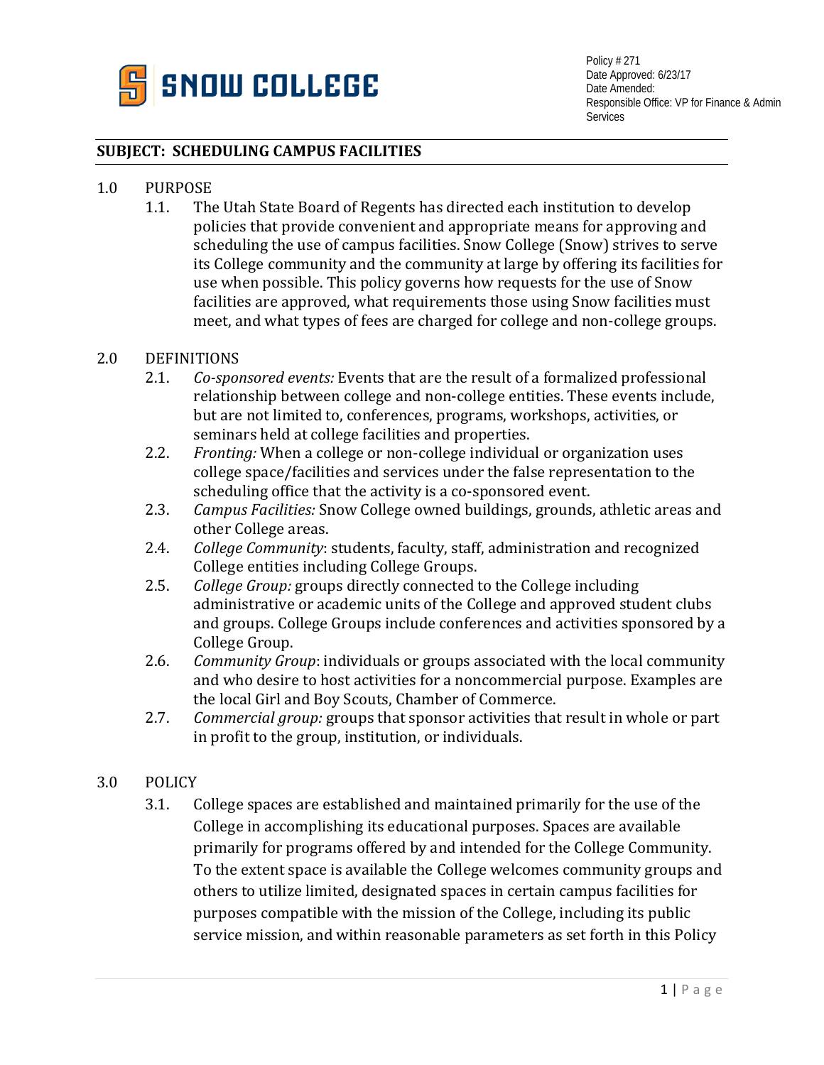SNOW COLLEGE

Policy # 271
Date Approved: 6/23/17
Date Amended:
Responsible Office: VP for Finance & Admin Services

## SUBJECT: SCHEDULING CAMPUS FACILITIES

1.0 PURPOSE

1.1. The Utah State Board of Regents has directed each institution to develop policies that provide convenient and appropriate means for approving and scheduling the use of campus facilities. Snow College (Snow) strives to serve its College community and the community at large by offering its facilities for use when possible. This policy governs how requests for the use of Snow facilities are approved, what requirements those using Snow facilities must meet, and what types of fees are charged for college and non-college groups.

2.0 DEFINITIONS

2.1. *Co-sponsored events:* Events that are the result of a formalized professional relationship between college and non-college entities. These events include, but are not limited to, conferences, programs, workshops, activities, or seminars held at college facilities and properties.

2.2. *Fronting:* When a college or non-college individual or organization uses college space/facilities and services under the false representation to the scheduling office that the activity is a co-sponsored event.

2.3. *Campus Facilities:* Snow College owned buildings, grounds, athletic areas and other College areas.

2.4. *College Community*: students, faculty, staff, administration and recognized College entities including College Groups.

2.5. *College Group:* groups directly connected to the College including administrative or academic units of the College and approved student clubs and groups. College Groups include conferences and activities sponsored by a College Group.

2.6. *Community Group*: individuals or groups associated with the local community and who desire to host activities for a noncommercial purpose. Examples are the local Girl and Boy Scouts, Chamber of Commerce.

2.7. *Commercial group:* groups that sponsor activities that result in whole or part in profit to the group, institution, or individuals.

3.0 POLICY

3.1. College spaces are established and maintained primarily for the use of the College in accomplishing its educational purposes. Spaces are available primarily for programs offered by and intended for the College Community. To the extent space is available the College welcomes community groups and others to utilize limited, designated spaces in certain campus facilities for purposes compatible with the mission of the College, including its public service mission, and within reasonable parameters as set forth in this Policy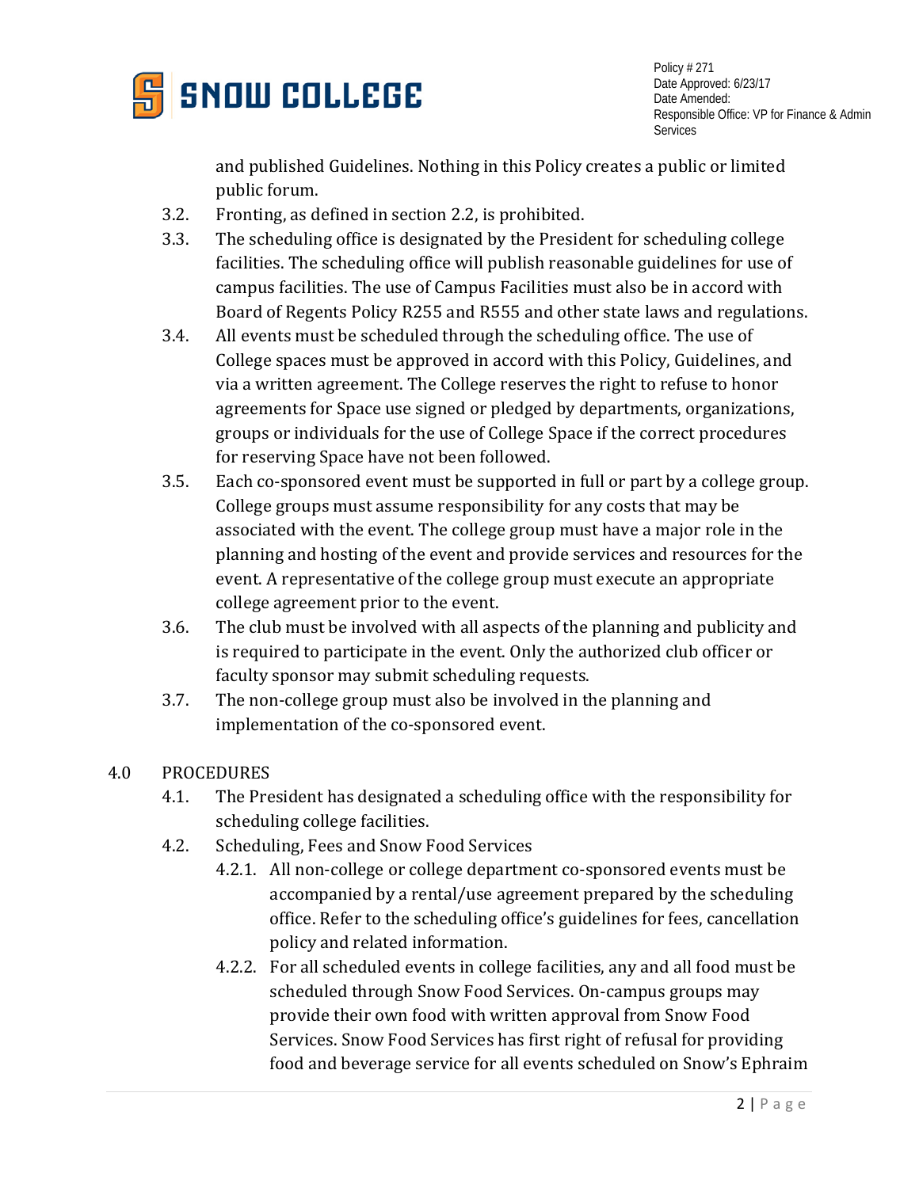and published Guidelines. Nothing in this Policy creates a public or limited public forum.

3.2. Fronting, as defined in section 2.2, is prohibited.

3.3. The scheduling office is designated by the President for scheduling college facilities. The scheduling office will publish reasonable guidelines for use of campus facilities. The use of Campus Facilities must also be in accord with Board of Regents Policy R255 and R555 and other state laws and regulations.

3.4. All events must be scheduled through the scheduling office. The use of College spaces must be approved in accord with this Policy, Guidelines, and via a written agreement. The College reserves the right to refuse to honor agreements for Space use signed or pledged by departments, organizations, groups or individuals for the use of College Space if the correct procedures for reserving Space have not been followed.

3.5. Each co-sponsored event must be supported in full or part by a college group. College groups must assume responsibility for any costs that may be associated with the event. The college group must have a major role in the planning and hosting of the event and provide services and resources for the event. A representative of the college group must execute an appropriate college agreement prior to the event.

3.6. The club must be involved with all aspects of the planning and publicity and is required to participate in the event. Only the authorized club officer or faculty sponsor may submit scheduling requests.

3.7. The non-college group must also be involved in the planning and implementation of the co-sponsored event.

## 4.0 PROCEDURES

4.1. The President has designated a scheduling office with the responsibility for scheduling college facilities.

4.2. Scheduling, Fees and Snow Food Services

4.2.1. All non-college or college department co-sponsored events must be accompanied by a rental/use agreement prepared by the scheduling office. Refer to the scheduling office's guidelines for fees, cancellation policy and related information.

4.2.2. For all scheduled events in college facilities, any and all food must be scheduled through Snow Food Services. On-campus groups may provide their own food with written approval from Snow Food Services. Snow Food Services has first right of refusal for providing food and beverage service for all events scheduled on Snow's Ephraim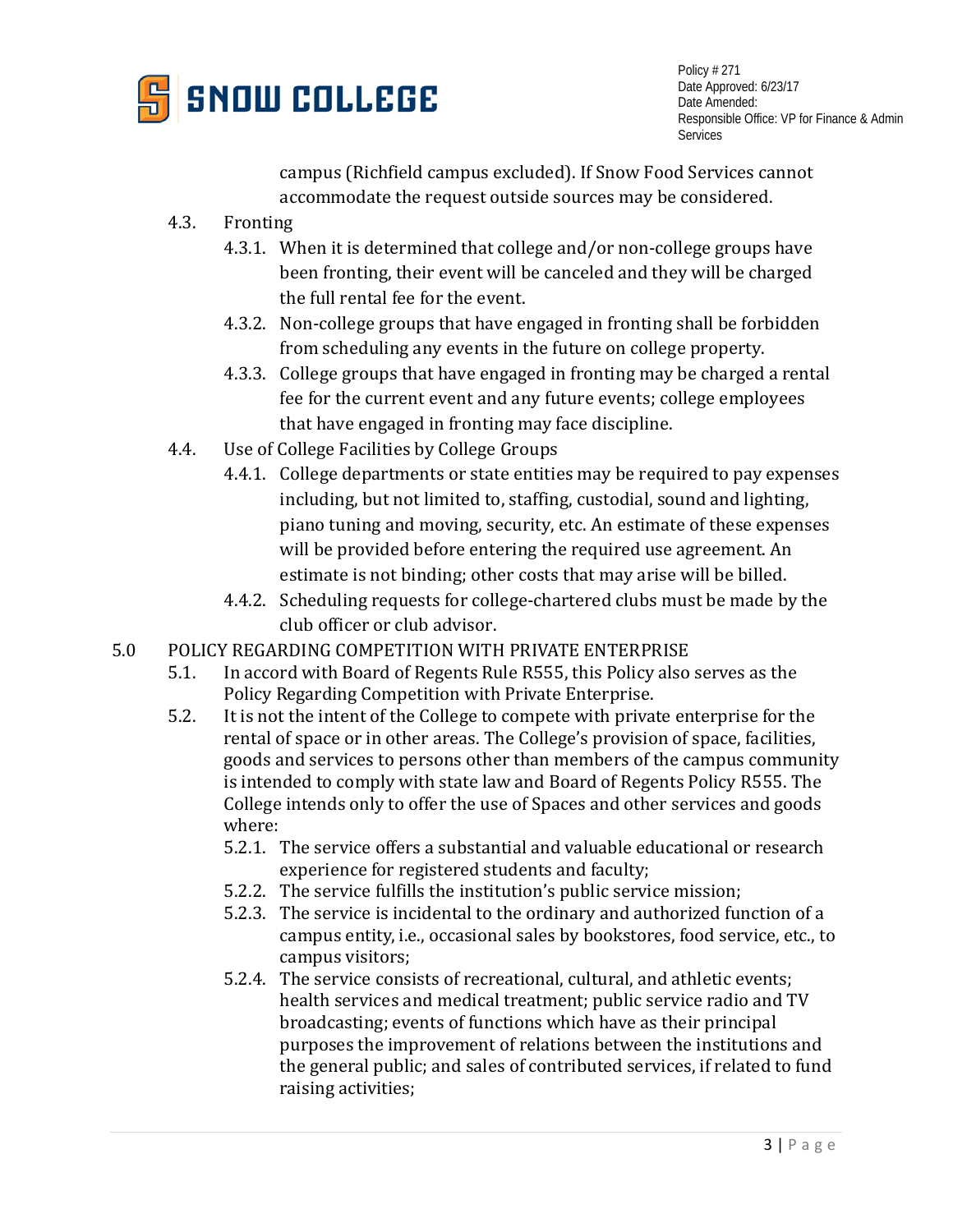campus (Richfield campus excluded). If Snow Food Services cannot accommodate the request outside sources may be considered.

- 4.3. Fronting
  - 4.3.1. When it is determined that college and/or non-college groups have been fronting, their event will be canceled and they will be charged the full rental fee for the event.
  - 4.3.2. Non-college groups that have engaged in fronting shall be forbidden from scheduling any events in the future on college property.
  - 4.3.3. College groups that have engaged in fronting may be charged a rental fee for the current event and any future events; college employees that have engaged in fronting may face discipline.
- 4.4. Use of College Facilities by College Groups
  - 4.4.1. College departments or state entities may be required to pay expenses including, but not limited to, staffing, custodial, sound and lighting, piano tuning and moving, security, etc. An estimate of these expenses will be provided before entering the required use agreement. An estimate is not binding; other costs that may arise will be billed.
  - 4.4.2. Scheduling requests for college-chartered clubs must be made by the club officer or club advisor.

## 5.0 POLICY REGARDING COMPETITION WITH PRIVATE ENTERPRISE

- 5.1. In accord with Board of Regents Rule R555, this Policy also serves as the Policy Regarding Competition with Private Enterprise.
- 5.2. It is not the intent of the College to compete with private enterprise for the rental of space or in other areas. The College's provision of space, facilities, goods and services to persons other than members of the campus community is intended to comply with state law and Board of Regents Policy R555. The College intends only to offer the use of Spaces and other services and goods where:
  - 5.2.1. The service offers a substantial and valuable educational or research experience for registered students and faculty;
  - 5.2.2. The service fulfills the institution's public service mission;
  - 5.2.3. The service is incidental to the ordinary and authorized function of a campus entity, i.e., occasional sales by bookstores, food service, etc., to campus visitors;
  - 5.2.4. The service consists of recreational, cultural, and athletic events; health services and medical treatment; public service radio and TV broadcasting; events of functions which have as their principal purposes the improvement of relations between the institutions and the general public; and sales of contributed services, if related to fund raising activities;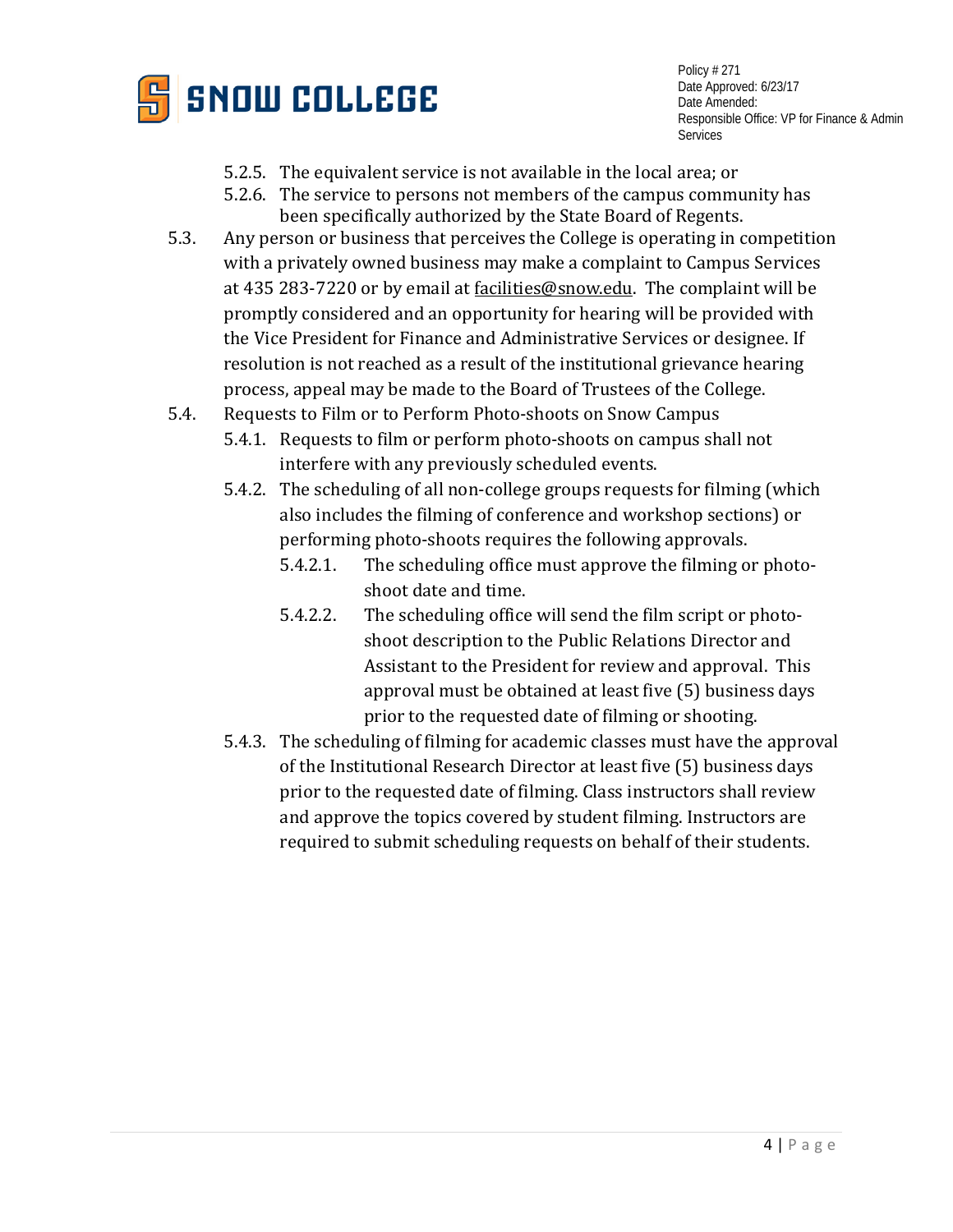- 5.2.5. The equivalent service is not available in the local area; or
- 5.2.6. The service to persons not members of the campus community has been specifically authorized by the State Board of Regents.

5.3. Any person or business that perceives the College is operating in competition with a privately owned business may make a complaint to Campus Services at 435 283-7220 or by email at facilities@snow.edu. The complaint will be promptly considered and an opportunity for hearing will be provided with the Vice President for Finance and Administrative Services or designee. If resolution is not reached as a result of the institutional grievance hearing process, appeal may be made to the Board of Trustees of the College.

5.4. Requests to Film or to Perform Photo-shoots on Snow Campus

- 5.4.1. Requests to film or perform photo-shoots on campus shall not interfere with any previously scheduled events.
- 5.4.2. The scheduling of all non-college groups requests for filming (which also includes the filming of conference and workshop sections) or performing photo-shoots requires the following approvals.
  - 5.4.2.1. The scheduling office must approve the filming or photo-shoot date and time.
  - 5.4.2.2. The scheduling office will send the film script or photo-shoot description to the Public Relations Director and Assistant to the President for review and approval. This approval must be obtained at least five (5) business days prior to the requested date of filming or shooting.
- 5.4.3. The scheduling of filming for academic classes must have the approval of the Institutional Research Director at least five (5) business days prior to the requested date of filming. Class instructors shall review and approve the topics covered by student filming. Instructors are required to submit scheduling requests on behalf of their students.